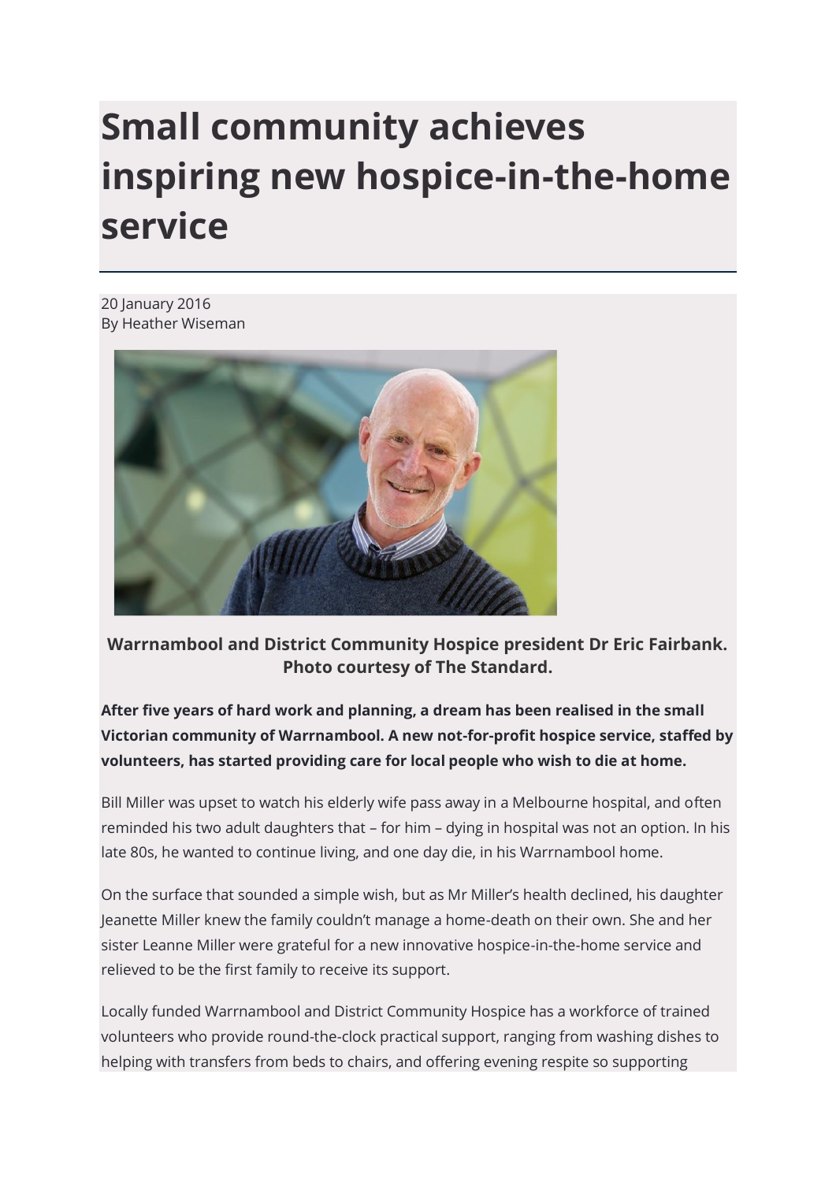# Small community achieves inspiring new hospice-in-the-home service

20 January 2016
By Heather Wiseman

**Warrnambool and District Community Hospice president Dr Eric Fairbank. Photo courtesy of The Standard.**

**After five years of hard work and planning, a dream has been realised in the small Victorian community of Warrnambool. A new not-for-profit hospice service, staffed by volunteers, has started providing care for local people who wish to die at home.**

Bill Miller was upset to watch his elderly wife pass away in a Melbourne hospital, and often reminded his two adult daughters that – for him – dying in hospital was not an option. In his late 80s, he wanted to continue living, and one day die, in his Warrnambool home.

On the surface that sounded a simple wish, but as Mr Miller's health declined, his daughter Jeanette Miller knew the family couldn't manage a home-death on their own. She and her sister Leanne Miller were grateful for a new innovative hospice-in-the-home service and relieved to be the first family to receive its support.

Locally funded Warrnambool and District Community Hospice has a workforce of trained volunteers who provide round-the-clock practical support, ranging from washing dishes to helping with transfers from beds to chairs, and offering evening respite so supporting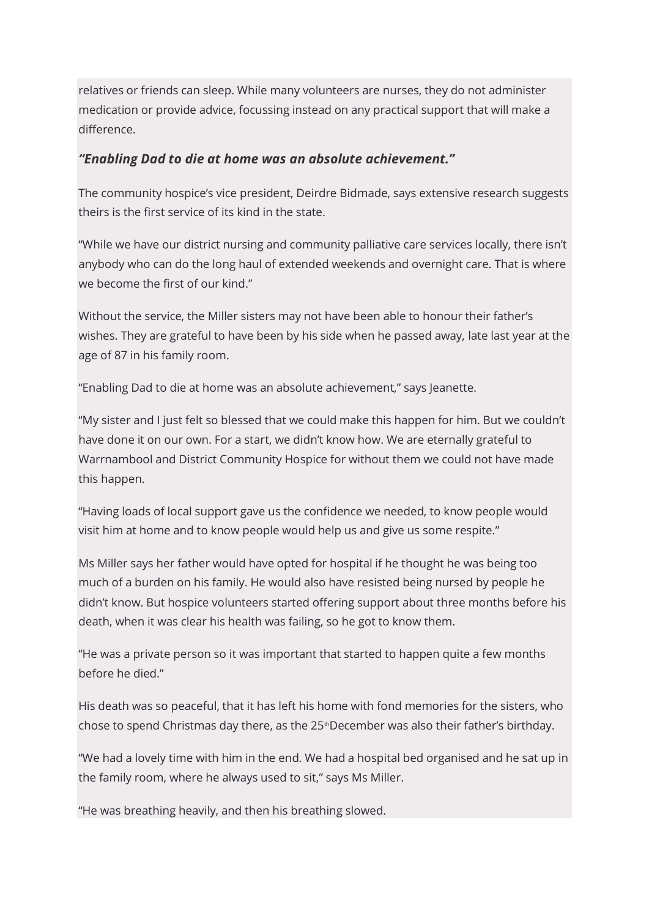relatives or friends can sleep. While many volunteers are nurses, they do not administer medication or provide advice, focussing instead on any practical support that will make a difference.

***"Enabling Dad to die at home was an absolute achievement."***

The community hospice's vice president, Deirdre Bidmade, says extensive research suggests theirs is the first service of its kind in the state.

"While we have our district nursing and community palliative care services locally, there isn't anybody who can do the long haul of extended weekends and overnight care. That is where we become the first of our kind."

Without the service, the Miller sisters may not have been able to honour their father's wishes. They are grateful to have been by his side when he passed away, late last year at the age of 87 in his family room.

"Enabling Dad to die at home was an absolute achievement," says Jeanette.

"My sister and I just felt so blessed that we could make this happen for him. But we couldn't have done it on our own. For a start, we didn't know how. We are eternally grateful to Warrnambool and District Community Hospice for without them we could not have made this happen.

"Having loads of local support gave us the confidence we needed, to know people would visit him at home and to know people would help us and give us some respite."

Ms Miller says her father would have opted for hospital if he thought he was being too much of a burden on his family. He would also have resisted being nursed by people he didn't know. But hospice volunteers started offering support about three months before his death, when it was clear his health was failing, so he got to know them.

"He was a private person so it was important that started to happen quite a few months before he died."

His death was so peaceful, that it has left his home with fond memories for the sisters, who chose to spend Christmas day there, as the 25th December was also their father's birthday.

"We had a lovely time with him in the end. We had a hospital bed organised and he sat up in the family room, where he always used to sit," says Ms Miller.

"He was breathing heavily, and then his breathing slowed.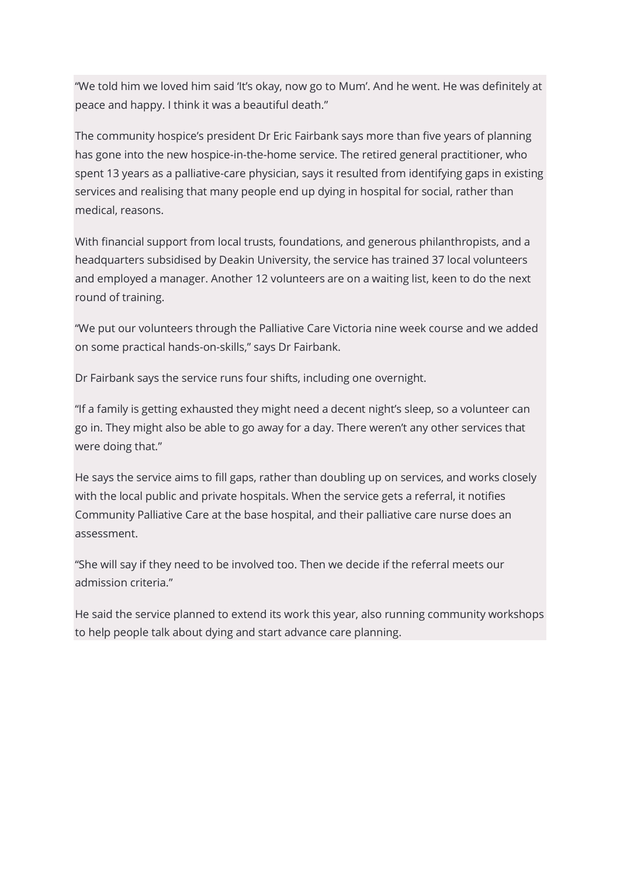"We told him we loved him said 'It's okay, now go to Mum'. And he went. He was definitely at peace and happy. I think it was a beautiful death."

The community hospice's president Dr Eric Fairbank says more than five years of planning has gone into the new hospice-in-the-home service. The retired general practitioner, who spent 13 years as a palliative-care physician, says it resulted from identifying gaps in existing services and realising that many people end up dying in hospital for social, rather than medical, reasons.

With financial support from local trusts, foundations, and generous philanthropists, and a headquarters subsidised by Deakin University, the service has trained 37 local volunteers and employed a manager. Another 12 volunteers are on a waiting list, keen to do the next round of training.

"We put our volunteers through the Palliative Care Victoria nine week course and we added on some practical hands-on-skills," says Dr Fairbank.

Dr Fairbank says the service runs four shifts, including one overnight.

"If a family is getting exhausted they might need a decent night's sleep, so a volunteer can go in. They might also be able to go away for a day. There weren't any other services that were doing that."

He says the service aims to fill gaps, rather than doubling up on services, and works closely with the local public and private hospitals. When the service gets a referral, it notifies Community Palliative Care at the base hospital, and their palliative care nurse does an assessment.

"She will say if they need to be involved too. Then we decide if the referral meets our admission criteria."

He said the service planned to extend its work this year, also running community workshops to help people talk about dying and start advance care planning.